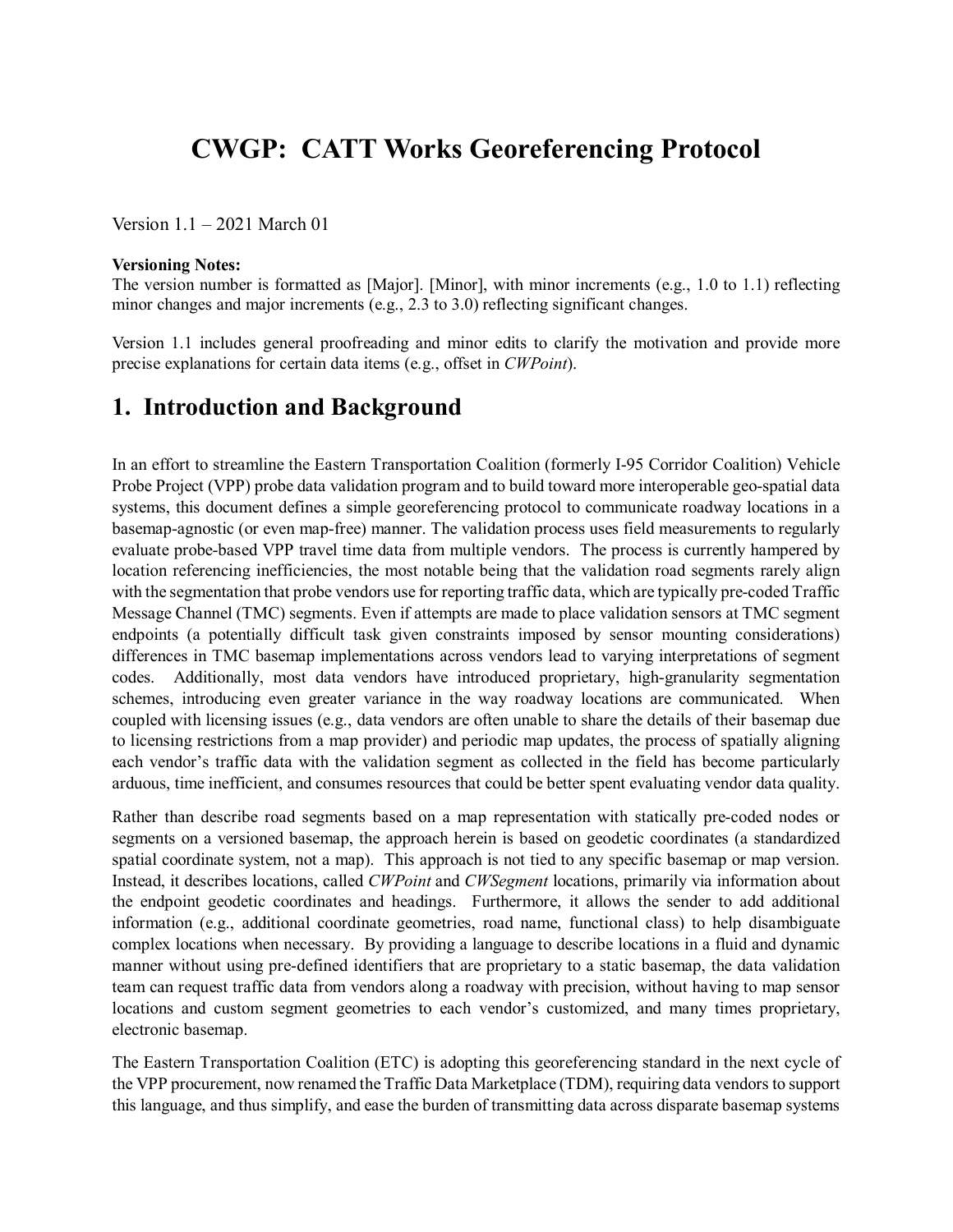# CWGP: CATT Works Georeferencing Protocol

Version 1.1 – 2021 March 01

**Versioning Notes:**
The version number is formatted as [Major]. [Minor], with minor increments (e.g., 1.0 to 1.1) reflecting minor changes and major increments (e.g., 2.3 to 3.0) reflecting significant changes.

Version 1.1 includes general proofreading and minor edits to clarify the motivation and provide more precise explanations for certain data items (e.g., offset in *CWPoint*).

## 1. Introduction and Background

In an effort to streamline the Eastern Transportation Coalition (formerly I-95 Corridor Coalition) Vehicle Probe Project (VPP) probe data validation program and to build toward more interoperable geo-spatial data systems, this document defines a simple georeferencing protocol to communicate roadway locations in a basemap-agnostic (or even map-free) manner. The validation process uses field measurements to regularly evaluate probe-based VPP travel time data from multiple vendors. The process is currently hampered by location referencing inefficiencies, the most notable being that the validation road segments rarely align with the segmentation that probe vendors use for reporting traffic data, which are typically pre-coded Traffic Message Channel (TMC) segments. Even if attempts are made to place validation sensors at TMC segment endpoints (a potentially difficult task given constraints imposed by sensor mounting considerations) differences in TMC basemap implementations across vendors lead to varying interpretations of segment codes. Additionally, most data vendors have introduced proprietary, high-granularity segmentation schemes, introducing even greater variance in the way roadway locations are communicated. When coupled with licensing issues (e.g., data vendors are often unable to share the details of their basemap due to licensing restrictions from a map provider) and periodic map updates, the process of spatially aligning each vendor's traffic data with the validation segment as collected in the field has become particularly arduous, time inefficient, and consumes resources that could be better spent evaluating vendor data quality.

Rather than describe road segments based on a map representation with statically pre-coded nodes or segments on a versioned basemap, the approach herein is based on geodetic coordinates (a standardized spatial coordinate system, not a map). This approach is not tied to any specific basemap or map version. Instead, it describes locations, called *CWPoint* and *CWSegment* locations, primarily via information about the endpoint geodetic coordinates and headings. Furthermore, it allows the sender to add additional information (e.g., additional coordinate geometries, road name, functional class) to help disambiguate complex locations when necessary. By providing a language to describe locations in a fluid and dynamic manner without using pre-defined identifiers that are proprietary to a static basemap, the data validation team can request traffic data from vendors along a roadway with precision, without having to map sensor locations and custom segment geometries to each vendor's customized, and many times proprietary, electronic basemap.

The Eastern Transportation Coalition (ETC) is adopting this georeferencing standard in the next cycle of the VPP procurement, now renamed the Traffic Data Marketplace (TDM), requiring data vendors to support this language, and thus simplify, and ease the burden of transmitting data across disparate basemap systems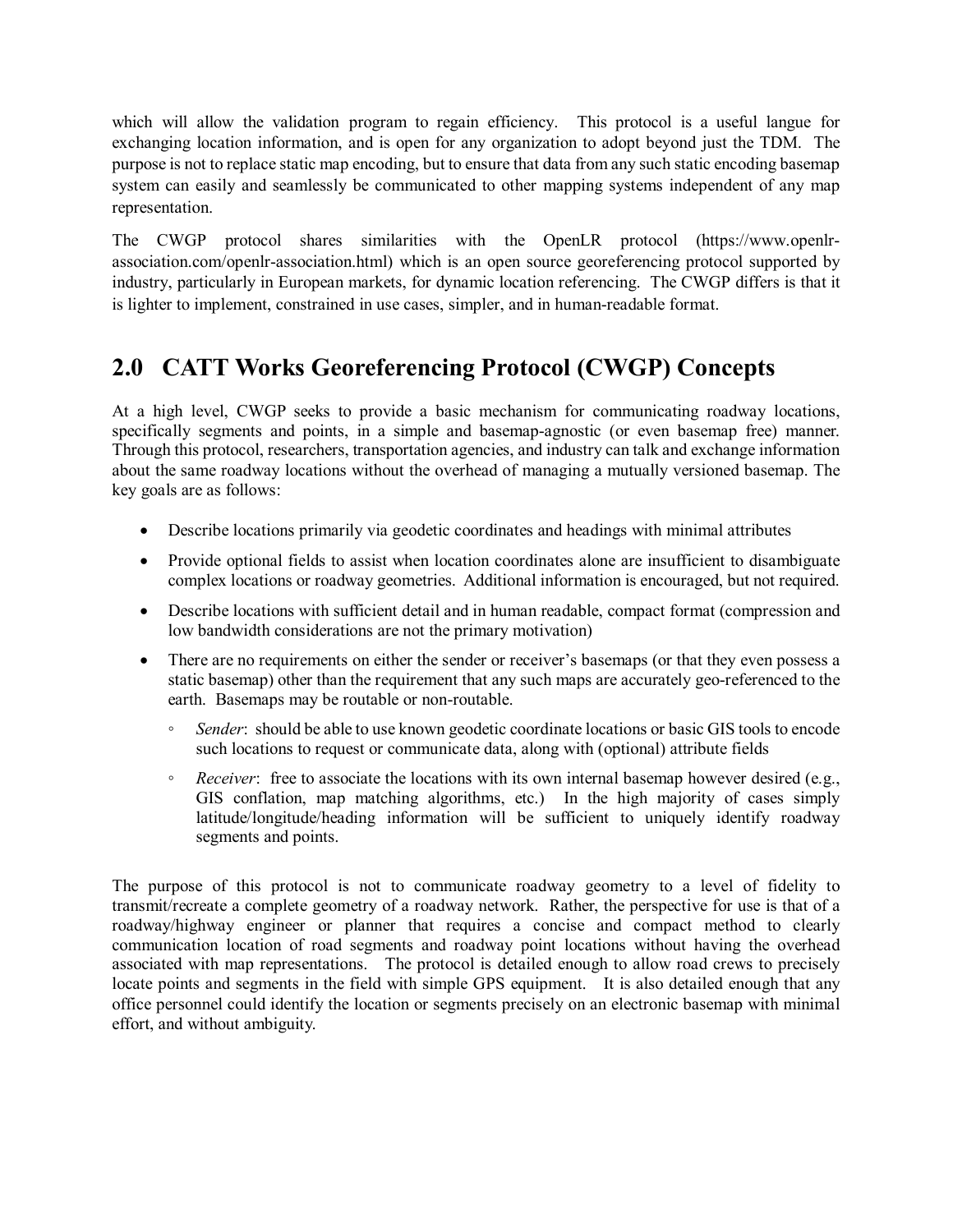which will allow the validation program to regain efficiency. This protocol is a useful langue for exchanging location information, and is open for any organization to adopt beyond just the TDM. The purpose is not to replace static map encoding, but to ensure that data from any such static encoding basemap system can easily and seamlessly be communicated to other mapping systems independent of any map representation.

The CWGP protocol shares similarities with the OpenLR protocol (https://www.openlr-association.com/openlr-association.html) which is an open source georeferencing protocol supported by industry, particularly in European markets, for dynamic location referencing. The CWGP differs is that it is lighter to implement, constrained in use cases, simpler, and in human-readable format.

## 2.0 CATT Works Georeferencing Protocol (CWGP) Concepts

At a high level, CWGP seeks to provide a basic mechanism for communicating roadway locations, specifically segments and points, in a simple and basemap-agnostic (or even basemap free) manner. Through this protocol, researchers, transportation agencies, and industry can talk and exchange information about the same roadway locations without the overhead of managing a mutually versioned basemap. The key goals are as follows:

- Describe locations primarily via geodetic coordinates and headings with minimal attributes
- Provide optional fields to assist when location coordinates alone are insufficient to disambiguate complex locations or roadway geometries. Additional information is encouraged, but not required.
- Describe locations with sufficient detail and in human readable, compact format (compression and low bandwidth considerations are not the primary motivation)
- There are no requirements on either the sender or receiver's basemaps (or that they even possess a static basemap) other than the requirement that any such maps are accurately geo-referenced to the earth. Basemaps may be routable or non-routable.
  - *Sender*: should be able to use known geodetic coordinate locations or basic GIS tools to encode such locations to request or communicate data, along with (optional) attribute fields
  - *Receiver*: free to associate the locations with its own internal basemap however desired (e.g., GIS conflation, map matching algorithms, etc.) In the high majority of cases simply latitude/longitude/heading information will be sufficient to uniquely identify roadway segments and points.

The purpose of this protocol is not to communicate roadway geometry to a level of fidelity to transmit/recreate a complete geometry of a roadway network. Rather, the perspective for use is that of a roadway/highway engineer or planner that requires a concise and compact method to clearly communication location of road segments and roadway point locations without having the overhead associated with map representations. The protocol is detailed enough to allow road crews to precisely locate points and segments in the field with simple GPS equipment. It is also detailed enough that any office personnel could identify the location or segments precisely on an electronic basemap with minimal effort, and without ambiguity.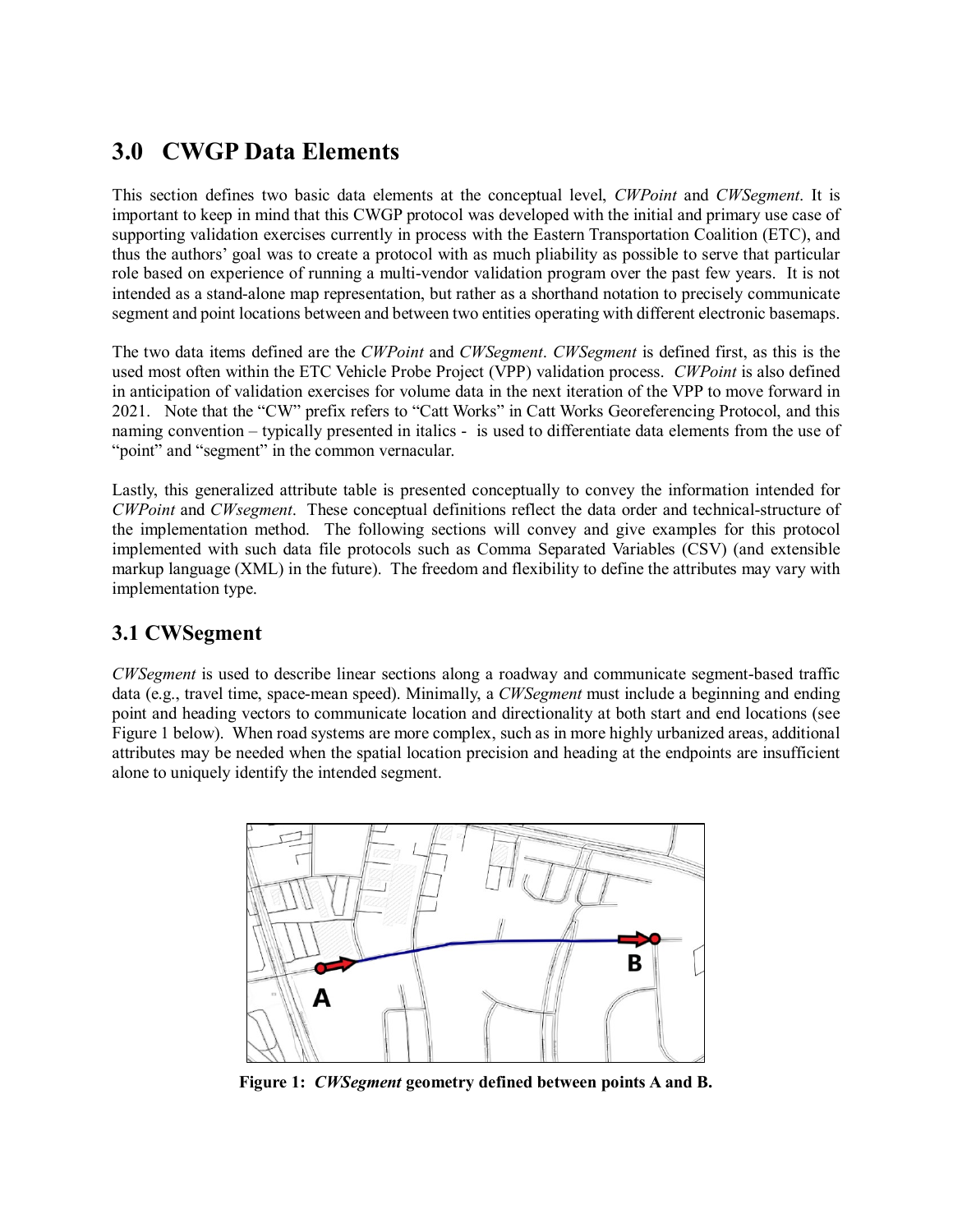# 3.0 CWGP Data Elements

This section defines two basic data elements at the conceptual level, *CWPoint* and *CWSegment*. It is important to keep in mind that this CWGP protocol was developed with the initial and primary use case of supporting validation exercises currently in process with the Eastern Transportation Coalition (ETC), and thus the authors' goal was to create a protocol with as much pliability as possible to serve that particular role based on experience of running a multi-vendor validation program over the past few years. It is not intended as a stand-alone map representation, but rather as a shorthand notation to precisely communicate segment and point locations between and between two entities operating with different electronic basemaps.

The two data items defined are the *CWPoint* and *CWSegment*. *CWSegment* is defined first, as this is the used most often within the ETC Vehicle Probe Project (VPP) validation process. *CWPoint* is also defined in anticipation of validation exercises for volume data in the next iteration of the VPP to move forward in 2021. Note that the "CW" prefix refers to "Catt Works" in Catt Works Georeferencing Protocol, and this naming convention – typically presented in italics - is used to differentiate data elements from the use of "point" and "segment" in the common vernacular.

Lastly, this generalized attribute table is presented conceptually to convey the information intended for *CWPoint* and *CWsegment*. These conceptual definitions reflect the data order and technical-structure of the implementation method. The following sections will convey and give examples for this protocol implemented with such data file protocols such as Comma Separated Variables (CSV) (and extensible markup language (XML) in the future). The freedom and flexibility to define the attributes may vary with implementation type.

## 3.1 CWSegment

*CWSegment* is used to describe linear sections along a roadway and communicate segment-based traffic data (e.g., travel time, space-mean speed). Minimally, a *CWSegment* must include a beginning and ending point and heading vectors to communicate location and directionality at both start and end locations (see Figure 1 below). When road systems are more complex, such as in more highly urbanized areas, additional attributes may be needed when the spatial location precision and heading at the endpoints are insufficient alone to uniquely identify the intended segment.

**Figure 1: *CWSegment* geometry defined between points A and B.**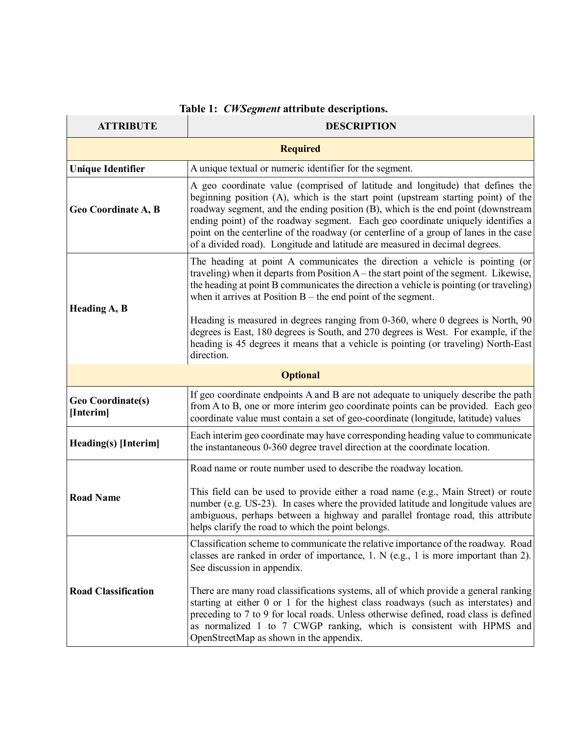**Table 1:** ***CWSegment*** **attribute descriptions.**

| ATTRIBUTE | DESCRIPTION |
|---|---|
| **Required** | |
| **Unique Identifier** | A unique textual or numeric identifier for the segment. |
| **Geo Coordinate A, B** | A geo coordinate value (comprised of latitude and longitude) that defines the beginning position (A), which is the start point (upstream starting point) of the roadway segment, and the ending position (B), which is the end point (downstream ending point) of the roadway segment. Each geo coordinate uniquely identifies a point on the centerline of the roadway (or centerline of a group of lanes in the case of a divided road). Longitude and latitude are measured in decimal degrees. |
| **Heading A, B** | The heading at point A communicates the direction a vehicle is pointing (or traveling) when it departs from Position A – the start point of the segment. Likewise, the heading at point B communicates the direction a vehicle is pointing (or traveling) when it arrives at Position B – the end point of the segment.<br><br>Heading is measured in degrees ranging from 0-360, where 0 degrees is North, 90 degrees is East, 180 degrees is South, and 270 degrees is West. For example, if the heading is 45 degrees it means that a vehicle is pointing (or traveling) North-East direction. |
| **Optional** | |
| **Geo Coordinate(s) [Interim]** | If geo coordinate endpoints A and B are not adequate to uniquely describe the path from A to B, one or more interim geo coordinate points can be provided. Each geo coordinate value must contain a set of geo-coordinate (longitude, latitude) values |
| **Heading(s) [Interim]** | Each interim geo coordinate may have corresponding heading value to communicate the instantaneous 0-360 degree travel direction at the coordinate location. |
| **Road Name** | Road name or route number used to describe the roadway location.<br><br>This field can be used to provide either a road name (e.g., Main Street) or route number (e.g. US-23). In cases where the provided latitude and longitude values are ambiguous, perhaps between a highway and parallel frontage road, this attribute helps clarify the road to which the point belongs. |
| **Road Classification** | Classification scheme to communicate the relative importance of the roadway. Road classes are ranked in order of importance, 1. N (e.g., 1 is more important than 2). See discussion in appendix.<br><br>There are many road classifications systems, all of which provide a general ranking starting at either 0 or 1 for the highest class roadways (such as interstates) and preceding to 7 to 9 for local roads. Unless otherwise defined, road class is defined as normalized 1 to 7 CWGP ranking, which is consistent with HPMS and OpenStreetMap as shown in the appendix. |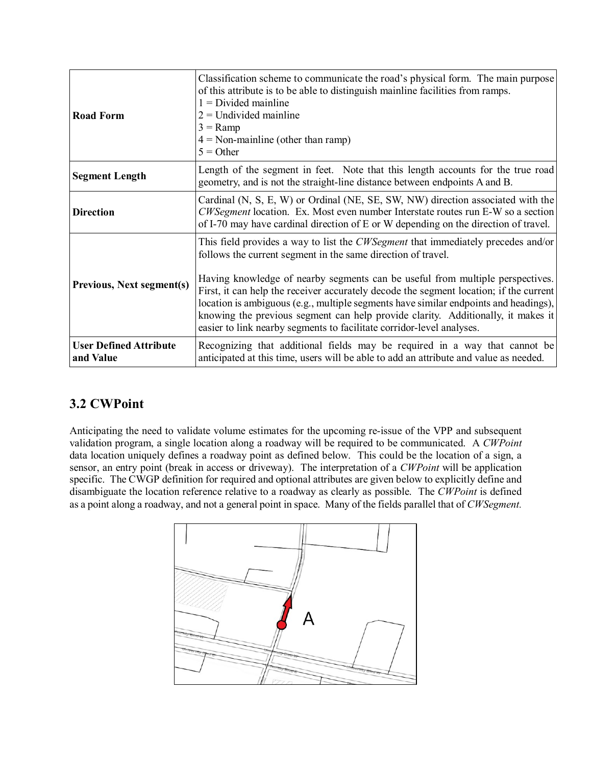| | |
|---|---|
| **Road Form** | Classification scheme to communicate the road's physical form. The main purpose of this attribute is to be able to distinguish mainline facilities from ramps.<br>1 = Divided mainline<br>2 = Undivided mainline<br>3 = Ramp<br>4 = Non-mainline (other than ramp)<br>5 = Other |
| **Segment Length** | Length of the segment in feet. Note that this length accounts for the true road geometry, and is not the straight-line distance between endpoints A and B. |
| **Direction** | Cardinal (N, S, E, W) or Ordinal (NE, SE, SW, NW) direction associated with the *CWSegment* location. Ex. Most even number Interstate routes run E-W so a section of I-70 may have cardinal direction of E or W depending on the direction of travel. |
| **Previous, Next segment(s)** | This field provides a way to list the *CWSegment* that immediately precedes and/or follows the current segment in the same direction of travel.<br><br>Having knowledge of nearby segments can be useful from multiple perspectives. First, it can help the receiver accurately decode the segment location; if the current location is ambiguous (e.g., multiple segments have similar endpoints and headings), knowing the previous segment can help provide clarity. Additionally, it makes it easier to link nearby segments to facilitate corridor-level analyses. |
| **User Defined Attribute and Value** | Recognizing that additional fields may be required in a way that cannot be anticipated at this time, users will be able to add an attribute and value as needed. |

## 3.2 CWPoint

Anticipating the need to validate volume estimates for the upcoming re-issue of the VPP and subsequent validation program, a single location along a roadway will be required to be communicated. A *CWPoint* data location uniquely defines a roadway point as defined below. This could be the location of a sign, a sensor, an entry point (break in access or driveway). The interpretation of a *CWPoint* will be application specific. The CWGP definition for required and optional attributes are given below to explicitly define and disambiguate the location reference relative to a roadway as clearly as possible. The *CWPoint* is defined as a point along a roadway, and not a general point in space. Many of the fields parallel that of *CWSegment.*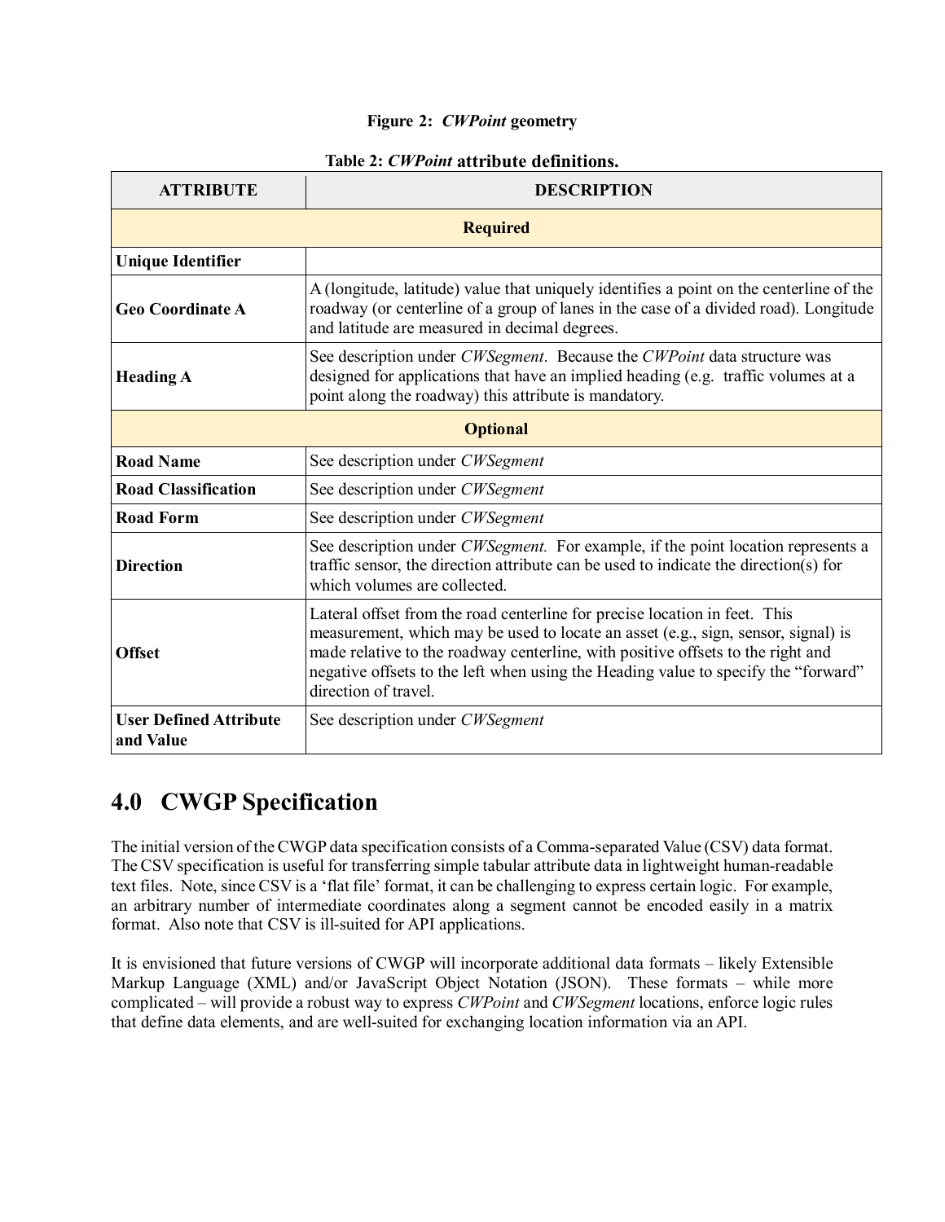**Figure 2: *CWPoint* geometry**

**Table 2: *CWPoint* attribute definitions.**

| ATTRIBUTE | DESCRIPTION |
|---|---|
| **Required** | |
| **Unique Identifier** | |
| **Geo Coordinate A** | A (longitude, latitude) value that uniquely identifies a point on the centerline of the roadway (or centerline of a group of lanes in the case of a divided road). Longitude and latitude are measured in decimal degrees. |
| **Heading A** | See description under *CWSegment*. Because the *CWPoint* data structure was designed for applications that have an implied heading (e.g. traffic volumes at a point along the roadway) this attribute is mandatory. |
| **Optional** | |
| **Road Name** | See description under *CWSegment* |
| **Road Classification** | See description under *CWSegment* |
| **Road Form** | See description under *CWSegment* |
| **Direction** | See description under *CWSegment.* For example, if the point location represents a traffic sensor, the direction attribute can be used to indicate the direction(s) for which volumes are collected. |
| **Offset** | Lateral offset from the road centerline for precise location in feet. This measurement, which may be used to locate an asset (e.g., sign, sensor, signal) is made relative to the roadway centerline, with positive offsets to the right and negative offsets to the left when using the Heading value to specify the "forward" direction of travel. |
| **User Defined Attribute and Value** | See description under *CWSegment* |

# 4.0 CWGP Specification

The initial version of the CWGP data specification consists of a Comma-separated Value (CSV) data format. The CSV specification is useful for transferring simple tabular attribute data in lightweight human-readable text files. Note, since CSV is a 'flat file' format, it can be challenging to express certain logic. For example, an arbitrary number of intermediate coordinates along a segment cannot be encoded easily in a matrix format. Also note that CSV is ill-suited for API applications.

It is envisioned that future versions of CWGP will incorporate additional data formats – likely Extensible Markup Language (XML) and/or JavaScript Object Notation (JSON). These formats – while more complicated – will provide a robust way to express *CWPoint* and *CWSegment* locations, enforce logic rules that define data elements, and are well-suited for exchanging location information via an API.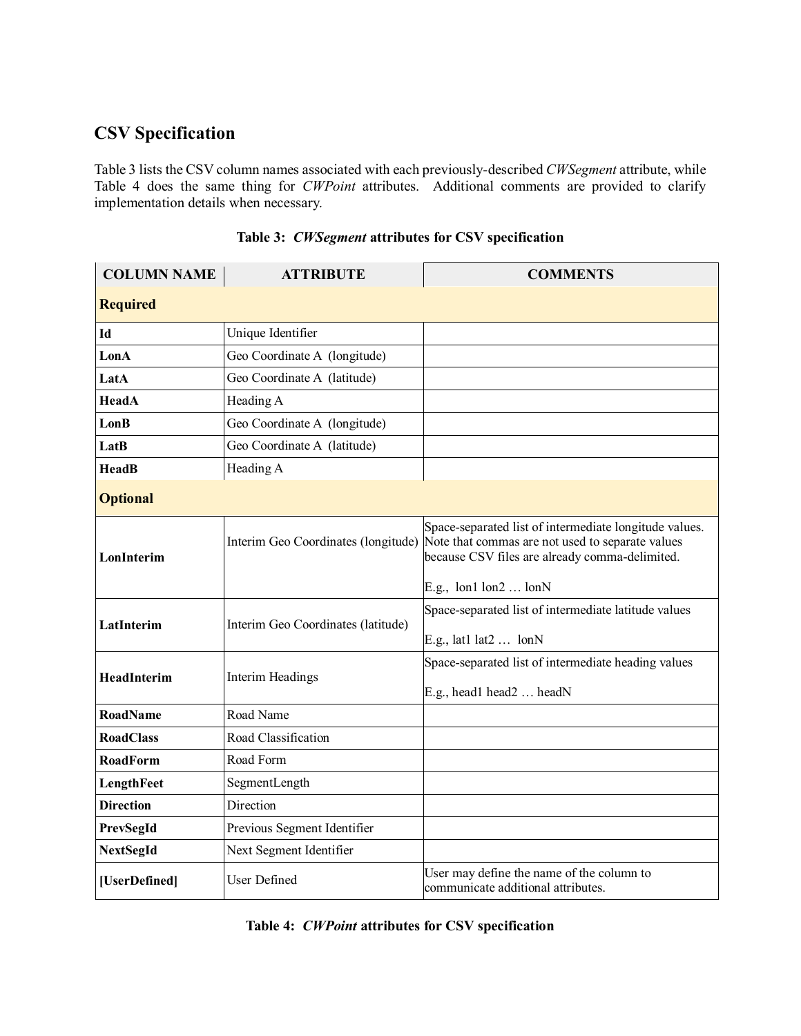## CSV Specification

Table 3 lists the CSV column names associated with each previously-described *CWSegment* attribute, while Table 4 does the same thing for *CWPoint* attributes. Additional comments are provided to clarify implementation details when necessary.

**Table 3: *CWSegment* attributes for CSV specification**

| COLUMN NAME | ATTRIBUTE | COMMENTS |
|---|---|---|
| **Required** | | |
| **Id** | Unique Identifier | |
| **LonA** | Geo Coordinate A (longitude) | |
| **LatA** | Geo Coordinate A (latitude) | |
| **HeadA** | Heading A | |
| **LonB** | Geo Coordinate A (longitude) | |
| **LatB** | Geo Coordinate A (latitude) | |
| **HeadB** | Heading A | |
| **Optional** | | |
| **LonInterim** | Interim Geo Coordinates (longitude) | Space-separated list of intermediate longitude values. Note that commas are not used to separate values because CSV files are already comma-delimited.<br><br>E.g., lon1 lon2 … lonN |
| **LatInterim** | Interim Geo Coordinates (latitude) | Space-separated list of intermediate latitude values<br><br>E.g., lat1 lat2 … lonN |
| **HeadInterim** | Interim Headings | Space-separated list of intermediate heading values<br><br>E.g., head1 head2 … headN |
| **RoadName** | Road Name | |
| **RoadClass** | Road Classification | |
| **RoadForm** | Road Form | |
| **LengthFeet** | SegmentLength | |
| **Direction** | Direction | |
| **PrevSegId** | Previous Segment Identifier | |
| **NextSegId** | Next Segment Identifier | |
| **[UserDefined]** | User Defined | User may define the name of the column to communicate additional attributes. |

**Table 4: *CWPoint* attributes for CSV specification**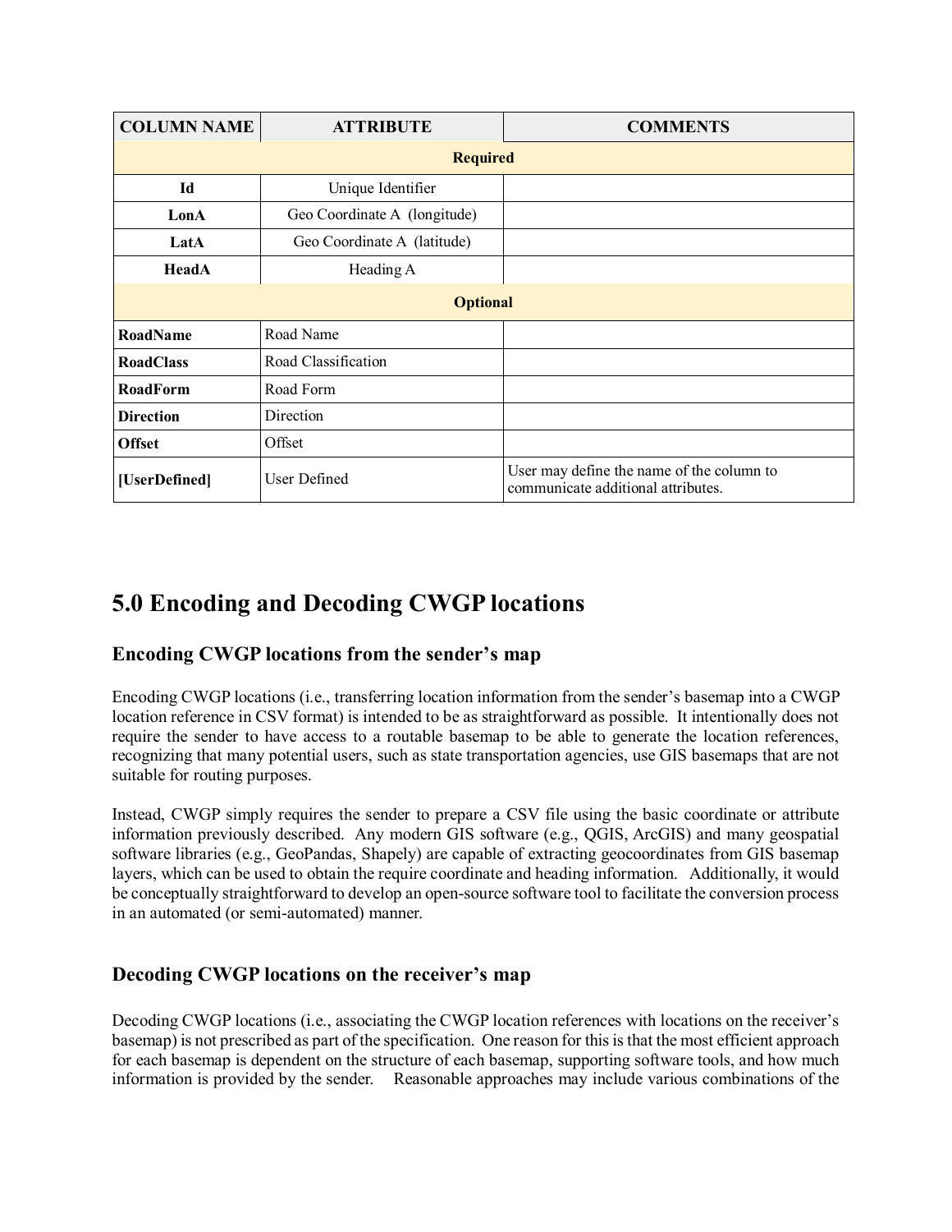| COLUMN NAME | ATTRIBUTE | COMMENTS |
|---|---|---|
| **Required** | | |
| **Id** | Unique Identifier | |
| **LonA** | Geo Coordinate A (longitude) | |
| **LatA** | Geo Coordinate A (latitude) | |
| **HeadA** | Heading A | |
| **Optional** | | |
| **RoadName** | Road Name | |
| **RoadClass** | Road Classification | |
| **RoadForm** | Road Form | |
| **Direction** | Direction | |
| **Offset** | Offset | |
| **[UserDefined]** | User Defined | User may define the name of the column to communicate additional attributes. |

# 5.0 Encoding and Decoding CWGP locations

## Encoding CWGP locations from the sender's map

Encoding CWGP locations (i.e., transferring location information from the sender's basemap into a CWGP location reference in CSV format) is intended to be as straightforward as possible. It intentionally does not require the sender to have access to a routable basemap to be able to generate the location references, recognizing that many potential users, such as state transportation agencies, use GIS basemaps that are not suitable for routing purposes.

Instead, CWGP simply requires the sender to prepare a CSV file using the basic coordinate or attribute information previously described. Any modern GIS software (e.g., QGIS, ArcGIS) and many geospatial software libraries (e.g., GeoPandas, Shapely) are capable of extracting geocoordinates from GIS basemap layers, which can be used to obtain the require coordinate and heading information. Additionally, it would be conceptually straightforward to develop an open-source software tool to facilitate the conversion process in an automated (or semi-automated) manner.

## Decoding CWGP locations on the receiver's map

Decoding CWGP locations (i.e., associating the CWGP location references with locations on the receiver's basemap) is not prescribed as part of the specification. One reason for this is that the most efficient approach for each basemap is dependent on the structure of each basemap, supporting software tools, and how much information is provided by the sender. Reasonable approaches may include various combinations of the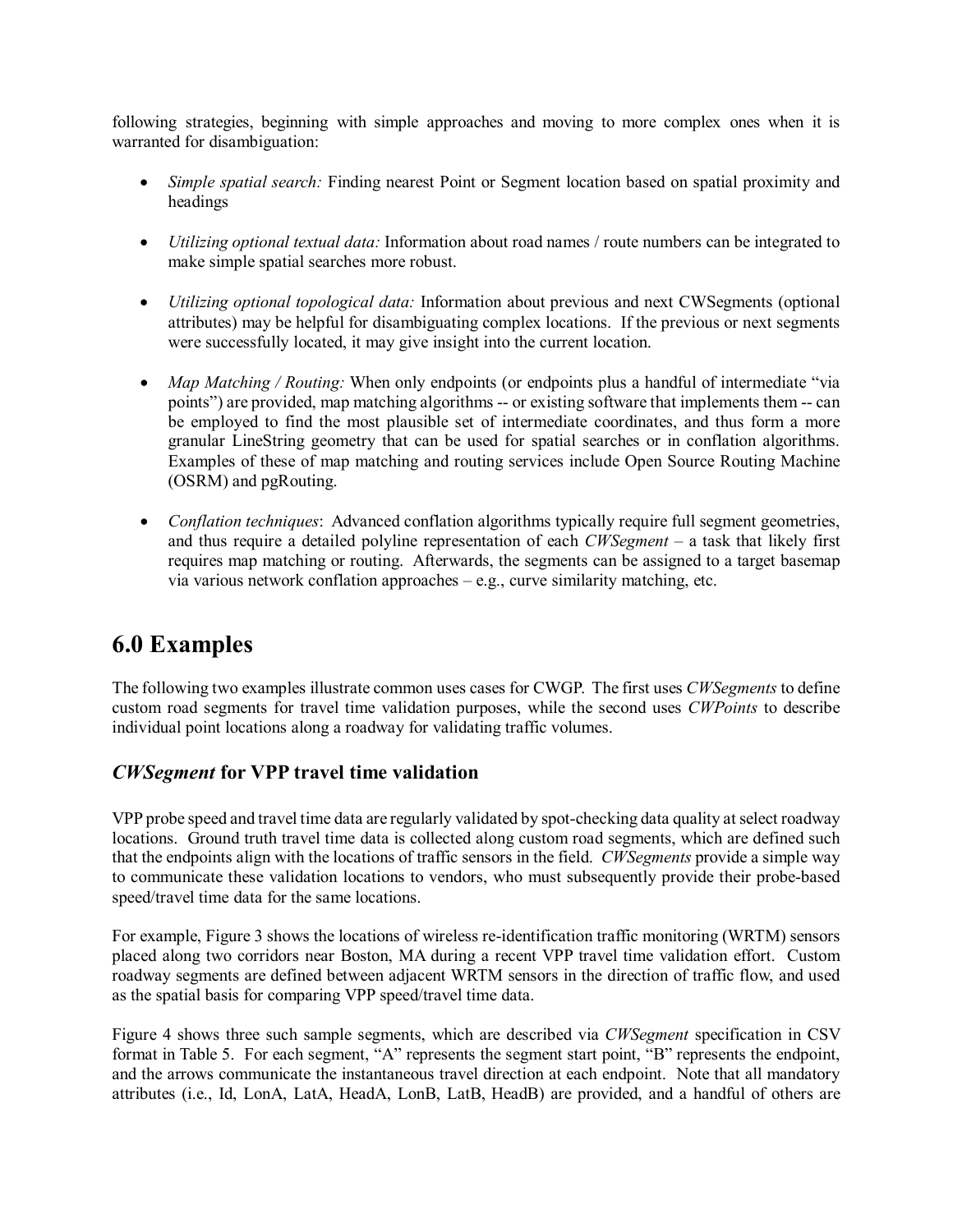following strategies, beginning with simple approaches and moving to more complex ones when it is warranted for disambiguation:

- *Simple spatial search:* Finding nearest Point or Segment location based on spatial proximity and headings

- *Utilizing optional textual data:* Information about road names / route numbers can be integrated to make simple spatial searches more robust.

- *Utilizing optional topological data:* Information about previous and next CWSegments (optional attributes) may be helpful for disambiguating complex locations. If the previous or next segments were successfully located, it may give insight into the current location.

- *Map Matching / Routing:* When only endpoints (or endpoints plus a handful of intermediate "via points") are provided, map matching algorithms -- or existing software that implements them -- can be employed to find the most plausible set of intermediate coordinates, and thus form a more granular LineString geometry that can be used for spatial searches or in conflation algorithms. Examples of these of map matching and routing services include Open Source Routing Machine (OSRM) and pgRouting.

- *Conflation techniques*: Advanced conflation algorithms typically require full segment geometries, and thus require a detailed polyline representation of each *CWSegment* – a task that likely first requires map matching or routing. Afterwards, the segments can be assigned to a target basemap via various network conflation approaches – e.g., curve similarity matching, etc.

# 6.0 Examples

The following two examples illustrate common uses cases for CWGP. The first uses *CWSegments* to define custom road segments for travel time validation purposes, while the second uses *CWPoints* to describe individual point locations along a roadway for validating traffic volumes.

## *CWSegment* for VPP travel time validation

VPP probe speed and travel time data are regularly validated by spot-checking data quality at select roadway locations. Ground truth travel time data is collected along custom road segments, which are defined such that the endpoints align with the locations of traffic sensors in the field. *CWSegments* provide a simple way to communicate these validation locations to vendors, who must subsequently provide their probe-based speed/travel time data for the same locations.

For example, Figure 3 shows the locations of wireless re-identification traffic monitoring (WRTM) sensors placed along two corridors near Boston, MA during a recent VPP travel time validation effort. Custom roadway segments are defined between adjacent WRTM sensors in the direction of traffic flow, and used as the spatial basis for comparing VPP speed/travel time data.

Figure 4 shows three such sample segments, which are described via *CWSegment* specification in CSV format in Table 5. For each segment, "A" represents the segment start point, "B" represents the endpoint, and the arrows communicate the instantaneous travel direction at each endpoint. Note that all mandatory attributes (i.e., Id, LonA, LatA, HeadA, LonB, LatB, HeadB) are provided, and a handful of others are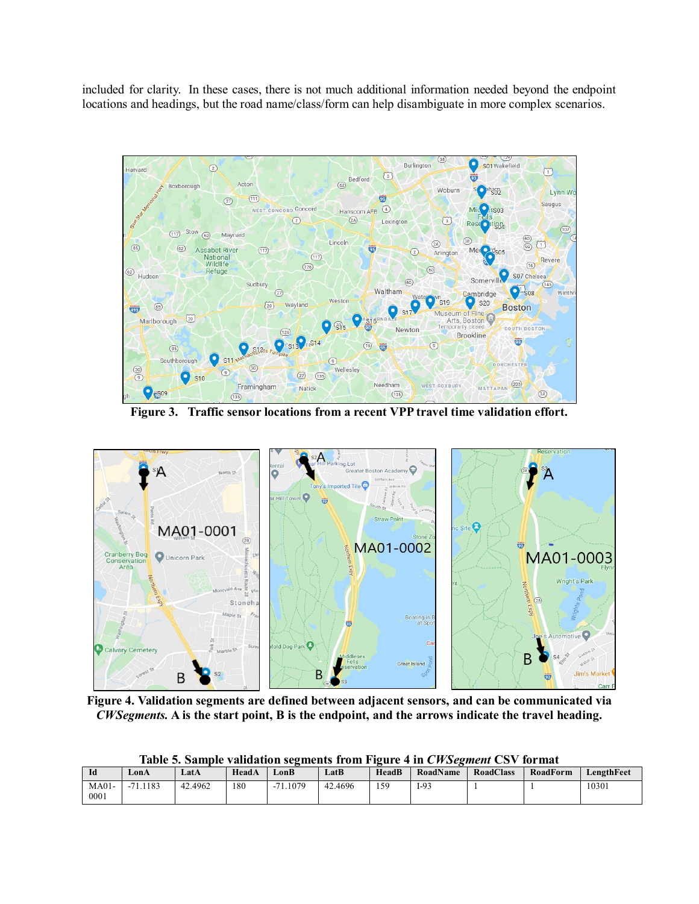included for clarity. In these cases, there is not much additional information needed beyond the endpoint locations and headings, but the road name/class/form can help disambiguate in more complex scenarios.

**Figure 3. Traffic sensor locations from a recent VPP travel time validation effort.**

**Figure 4. Validation segments are defined between adjacent sensors, and can be communicated via *CWSegments.* A is the start point, B is the endpoint, and the arrows indicate the travel heading.**

**Table 5. Sample validation segments from Figure 4 in *CWSegment* CSV format**

| Id | LonA | LatA | HeadA | LonB | LatB | HeadB | RoadName | RoadClass | RoadForm | LengthFeet |
|---|---|---|---|---|---|---|---|---|---|---|
| MA01-0001 | -71.1183 | 42.4962 | 180 | -71.1079 | 42.4696 | 159 | I-93 | 1 | 1 | 10301 |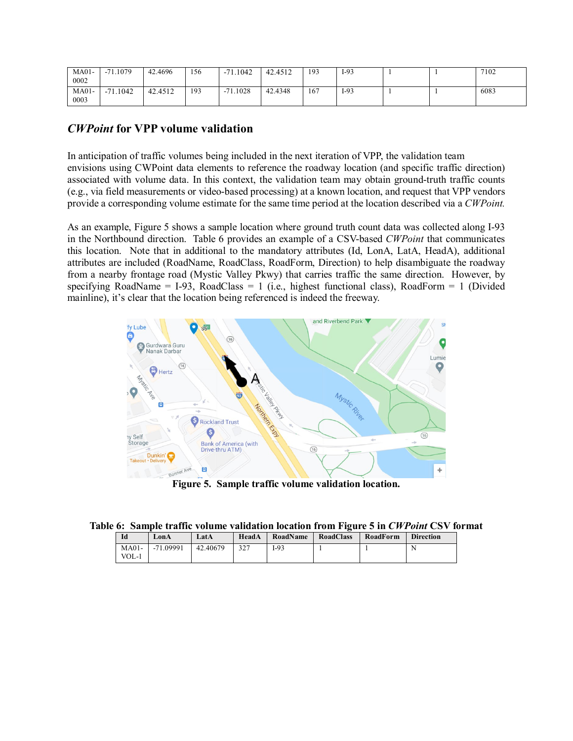| MA01-0002 | -71.1079 | 42.4696 | 156 | -71.1042 | 42.4512 | 193 | I-93 | 1 | 1 | 7102 |
|---|---|---|---|---|---|---|---|---|---|---|
| MA01-0003 | -71.1042 | 42.4512 | 193 | -71.1028 | 42.4348 | 167 | I-93 | 1 | 1 | 6083 |

## *CWPoint* for VPP volume validation

In anticipation of traffic volumes being included in the next iteration of VPP, the validation team envisions using CWPoint data elements to reference the roadway location (and specific traffic direction) associated with volume data. In this context, the validation team may obtain ground-truth traffic counts (e.g., via field measurements or video-based processing) at a known location, and request that VPP vendors provide a corresponding volume estimate for the same time period at the location described via a *CWPoint.*

As an example, Figure 5 shows a sample location where ground truth count data was collected along I-93 in the Northbound direction. Table 6 provides an example of a CSV-based *CWPoint* that communicates this location. Note that in additional to the mandatory attributes (Id, LonA, LatA, HeadA), additional attributes are included (RoadName, RoadClass, RoadForm, Direction) to help disambiguate the roadway from a nearby frontage road (Mystic Valley Pkwy) that carries traffic the same direction. However, by specifying RoadName = I-93, RoadClass = 1 (i.e., highest functional class), RoadForm = 1 (Divided mainline), it's clear that the location being referenced is indeed the freeway.

**Figure 5. Sample traffic volume validation location.**

**Table 6: Sample traffic volume validation location from Figure 5 in *CWPoint* CSV format**

| Id | LonA | LatA | HeadA | RoadName | RoadClass | RoadForm | Direction |
|---|---|---|---|---|---|---|---|
| MA01-VOL-1 | -71.09991 | 42.40679 | 327 | I-93 | 1 | 1 | N |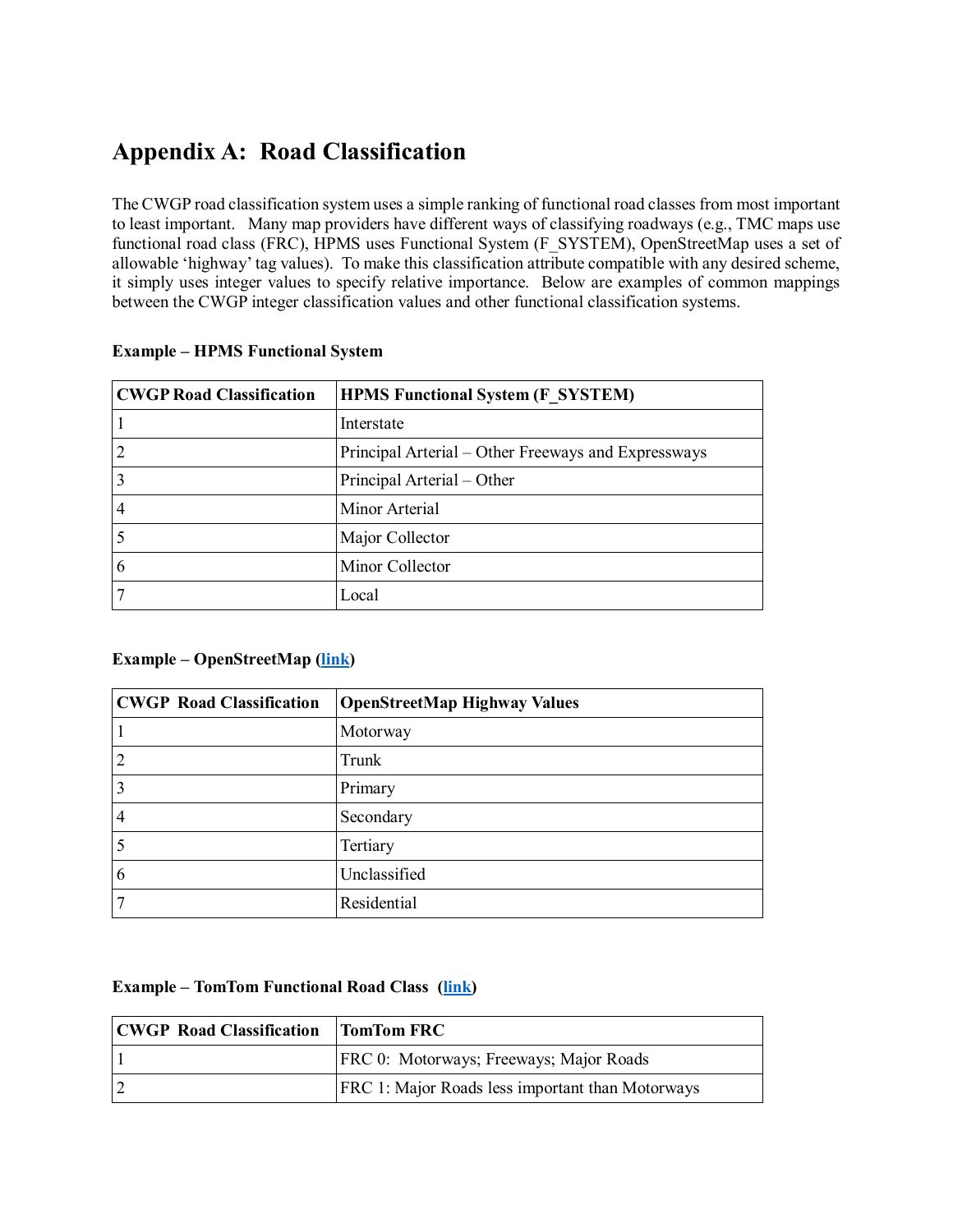# Appendix A:  Road Classification

The CWGP road classification system uses a simple ranking of functional road classes from most important to least important.  Many map providers have different ways of classifying roadways (e.g., TMC maps use functional road class (FRC), HPMS uses Functional System (F_SYSTEM), OpenStreetMap uses a set of allowable 'highway' tag values).  To make this classification attribute compatible with any desired scheme, it simply uses integer values to specify relative importance.  Below are examples of common mappings between the CWGP integer classification values and other functional classification systems.

**Example – HPMS Functional System**

| CWGP Road Classification | HPMS Functional System (F_SYSTEM) |
|---|---|
| 1 | Interstate |
| 2 | Principal Arterial – Other Freeways and Expressways |
| 3 | Principal Arterial – Other |
| 4 | Minor Arterial |
| 5 | Major Collector |
| 6 | Minor Collector |
| 7 | Local |

**Example – OpenStreetMap (link)**

| CWGP Road Classification | OpenStreetMap Highway Values |
|---|---|
| 1 | Motorway |
| 2 | Trunk |
| 3 | Primary |
| 4 | Secondary |
| 5 | Tertiary |
| 6 | Unclassified |
| 7 | Residential |

**Example – TomTom Functional Road Class (link)**

| CWGP Road Classification | TomTom FRC |
|---|---|
| 1 | FRC 0: Motorways; Freeways; Major Roads |
| 2 | FRC 1: Major Roads less important than Motorways |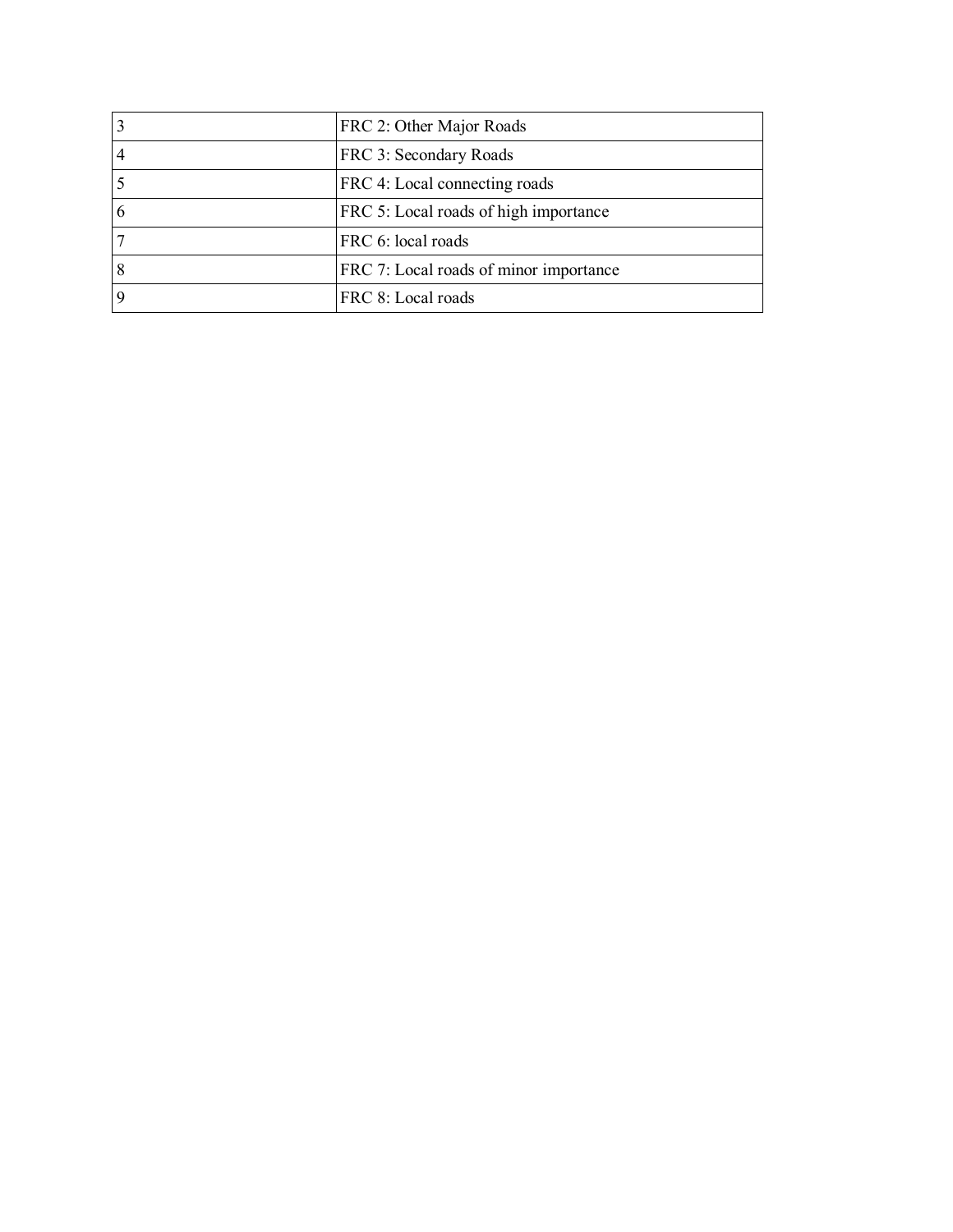| | |
|---|---|
| 3 | FRC 2: Other Major Roads |
| 4 | FRC 3: Secondary Roads |
| 5 | FRC 4: Local connecting roads |
| 6 | FRC 5: Local roads of high importance |
| 7 | FRC 6: local roads |
| 8 | FRC 7: Local roads of minor importance |
| 9 | FRC 8: Local roads |